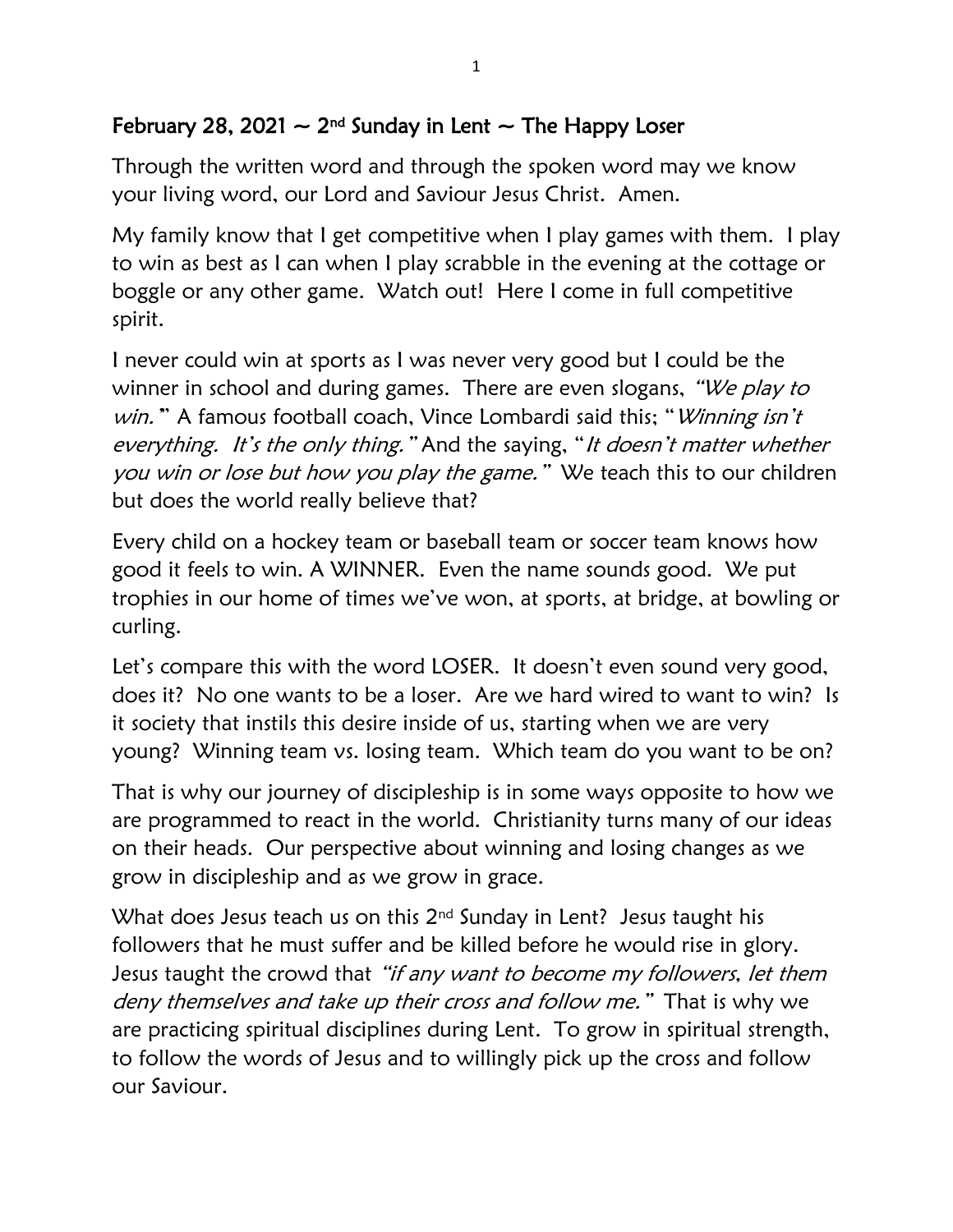## February 28, 2021 ~ 2nd Sunday in Lent ~ The Happy Loser

Through the written word and through the spoken word may we know your living word, our Lord and Saviour Jesus Christ. Amen.

My family know that I get competitive when I play games with them. I play to win as best as I can when I play scrabble in the evening at the cottage or boggle or any other game. Watch out! Here I come in full competitive spirit.

I never could win at sports as I was never very good but I could be the winner in school and during games. There are even slogans, *"We play to win."* A famous football coach, Vince Lombardi said this; "*Winning isn't everything. It's the only thing.*" And the saying, "*It doesn't matter whether you win or lose but how you play the game.*" We teach this to our children but does the world really believe that?

Every child on a hockey team or baseball team or soccer team knows how good it feels to win. A WINNER. Even the name sounds good. We put trophies in our home of times we've won, at sports, at bridge, at bowling or curling.

Let's compare this with the word LOSER. It doesn't even sound very good, does it? No one wants to be a loser. Are we hard wired to want to win? Is it society that instils this desire inside of us, starting when we are very young? Winning team vs. losing team. Which team do you want to be on?

That is why our journey of discipleship is in some ways opposite to how we are programmed to react in the world. Christianity turns many of our ideas on their heads. Our perspective about winning and losing changes as we grow in discipleship and as we grow in grace.

What does Jesus teach us on this 2nd Sunday in Lent? Jesus taught his followers that he must suffer and be killed before he would rise in glory. Jesus taught the crowd that *"if any want to become my followers, let them deny themselves and take up their cross and follow me."* That is why we are practicing spiritual disciplines during Lent. To grow in spiritual strength, to follow the words of Jesus and to willingly pick up the cross and follow our Saviour.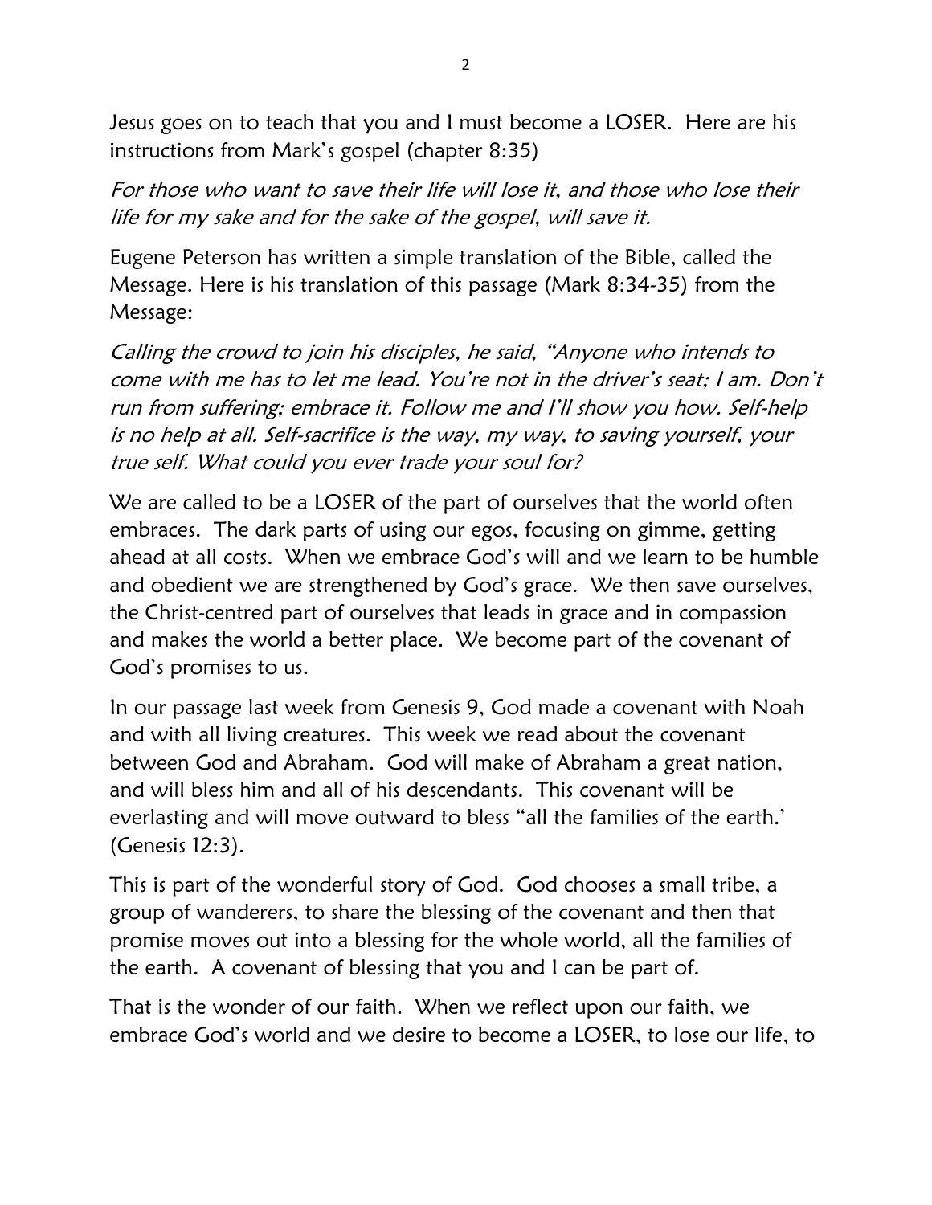Jesus goes on to teach that you and I must become a LOSER. Here are his instructions from Mark's gospel (chapter 8:35)

*For those who want to save their life will lose it, and those who lose their life for my sake and for the sake of the gospel, will save it.*

Eugene Peterson has written a simple translation of the Bible, called the Message. Here is his translation of this passage (Mark 8:34-35) from the Message:

*Calling the crowd to join his disciples, he said, "Anyone who intends to come with me has to let me lead. You're not in the driver's seat; I am. Don't run from suffering; embrace it. Follow me and I'll show you how. Self-help is no help at all. Self-sacrifice is the way, my way, to saving yourself, your true self. What could you ever trade your soul for?*

We are called to be a LOSER of the part of ourselves that the world often embraces. The dark parts of using our egos, focusing on gimme, getting ahead at all costs. When we embrace God's will and we learn to be humble and obedient we are strengthened by God's grace. We then save ourselves, the Christ-centred part of ourselves that leads in grace and in compassion and makes the world a better place. We become part of the covenant of God's promises to us.

In our passage last week from Genesis 9, God made a covenant with Noah and with all living creatures. This week we read about the covenant between God and Abraham. God will make of Abraham a great nation, and will bless him and all of his descendants. This covenant will be everlasting and will move outward to bless "all the families of the earth.' (Genesis 12:3).

This is part of the wonderful story of God. God chooses a small tribe, a group of wanderers, to share the blessing of the covenant and then that promise moves out into a blessing for the whole world, all the families of the earth. A covenant of blessing that you and I can be part of.

That is the wonder of our faith. When we reflect upon our faith, we embrace God's world and we desire to become a LOSER, to lose our life, to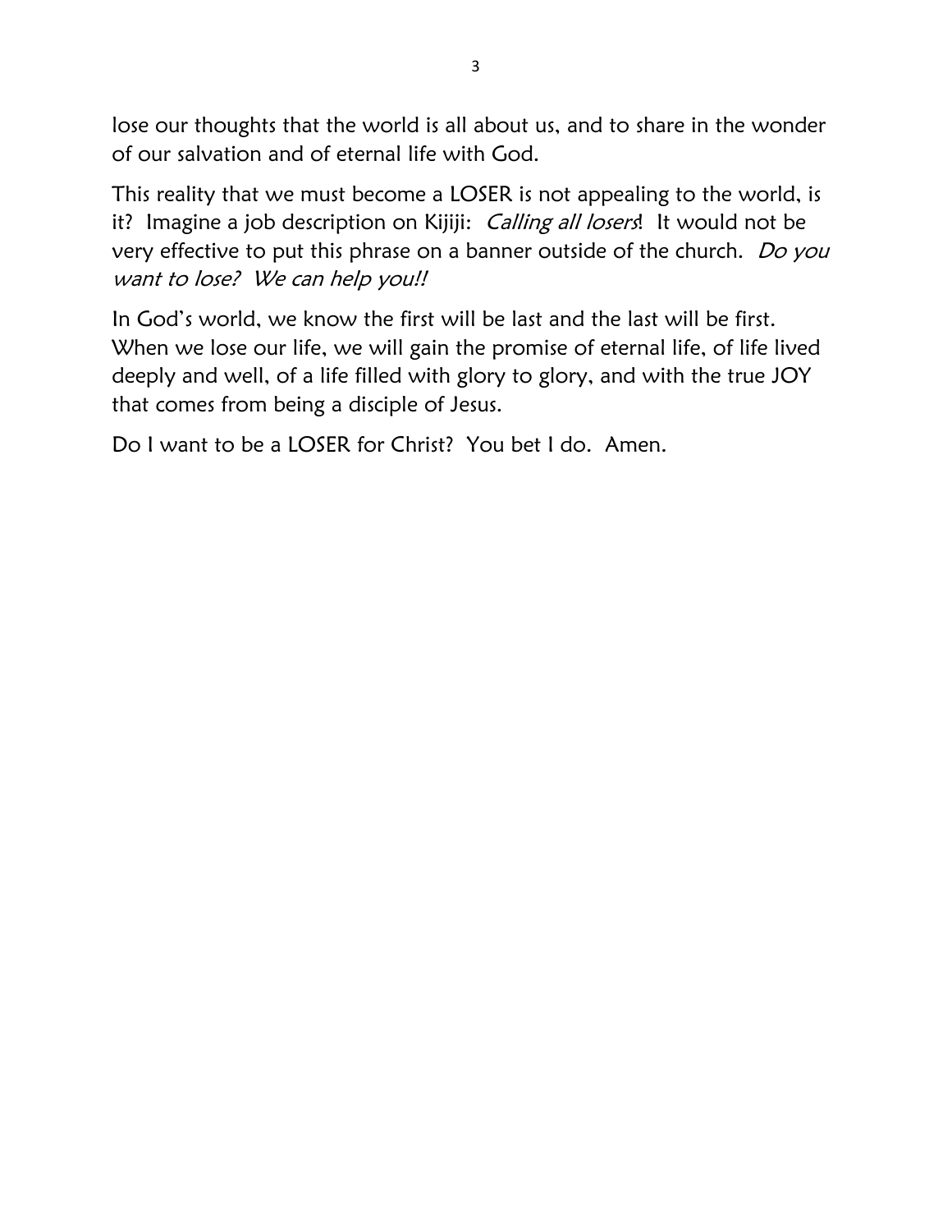lose our thoughts that the world is all about us, and to share in the wonder of our salvation and of eternal life with God.

This reality that we must become a LOSER is not appealing to the world, is it? Imagine a job description on Kijiji: *Calling all losers*! It would not be very effective to put this phrase on a banner outside of the church. *Do you want to lose? We can help you!!*

In God's world, we know the first will be last and the last will be first. When we lose our life, we will gain the promise of eternal life, of life lived deeply and well, of a life filled with glory to glory, and with the true JOY that comes from being a disciple of Jesus.

Do I want to be a LOSER for Christ? You bet I do. Amen.